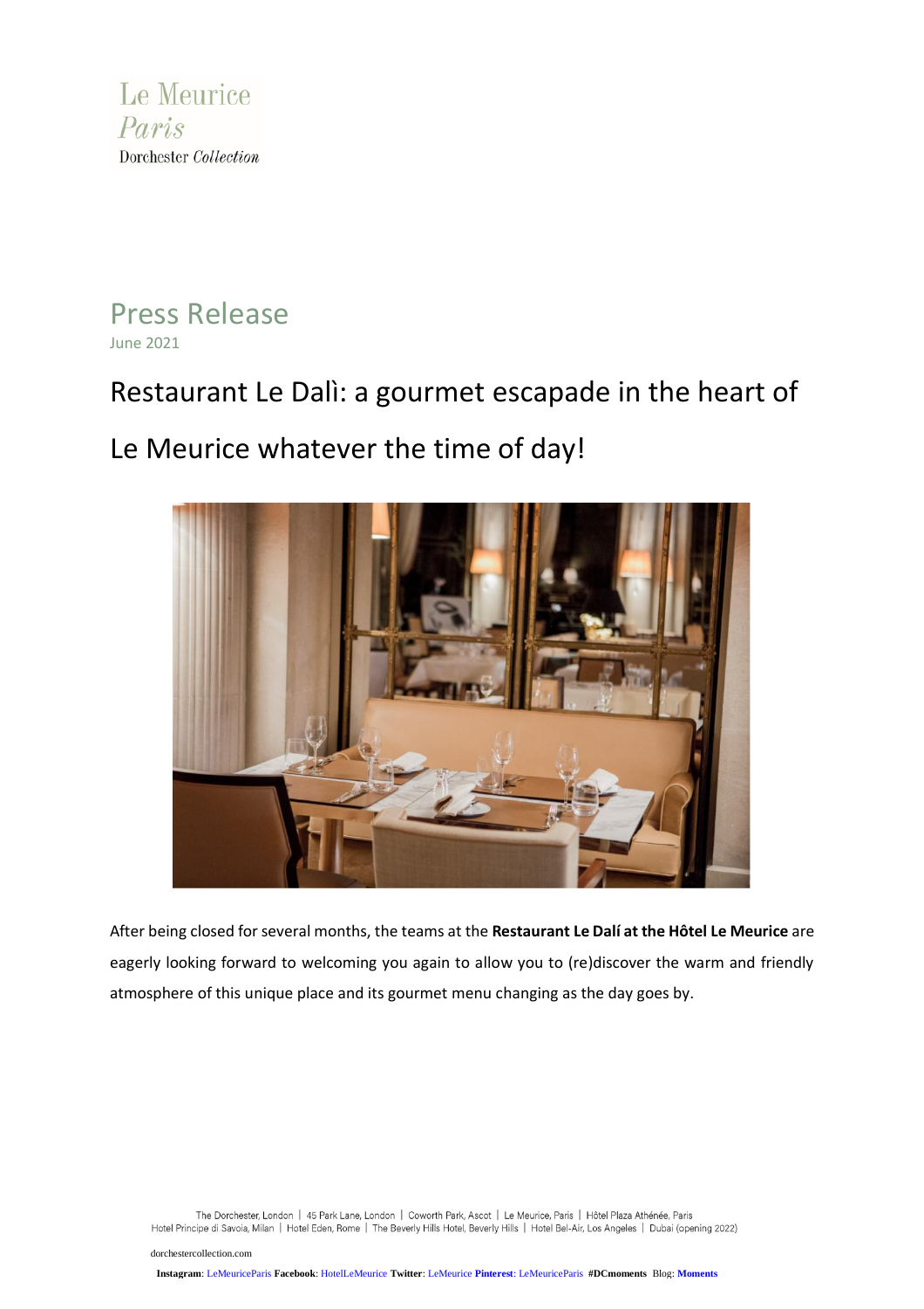Le Meurice
*Paris*
Dorchester *Collection*

# Press Release

June 2021

## Restaurant Le Dalì: a gourmet escapade in the heart of Le Meurice whatever the time of day!

After being closed for several months, the teams at the **Restaurant Le Dalí at the Hôtel Le Meurice** are eagerly looking forward to welcoming you again to allow you to (re)discover the warm and friendly atmosphere of this unique place and its gourmet menu changing as the day goes by.

The Dorchester, London | 45 Park Lane, London | Coworth Park, Ascot | Le Meurice, Paris | Hôtel Plaza Athénée, Paris
Hotel Principe di Savoia, Milan | Hotel Eden, Rome | The Beverly Hills Hotel, Beverly Hills | Hotel Bel-Air, Los Angeles | Dubai (opening 2022)

dorchestercollection.com

**Instagram**: LeMeuriceParis **Facebook**: HotelLeMeurice **Twitter**: LeMeurice **Pinterest**: LeMeuriceParis **#DCmoments** Blog: **Moments**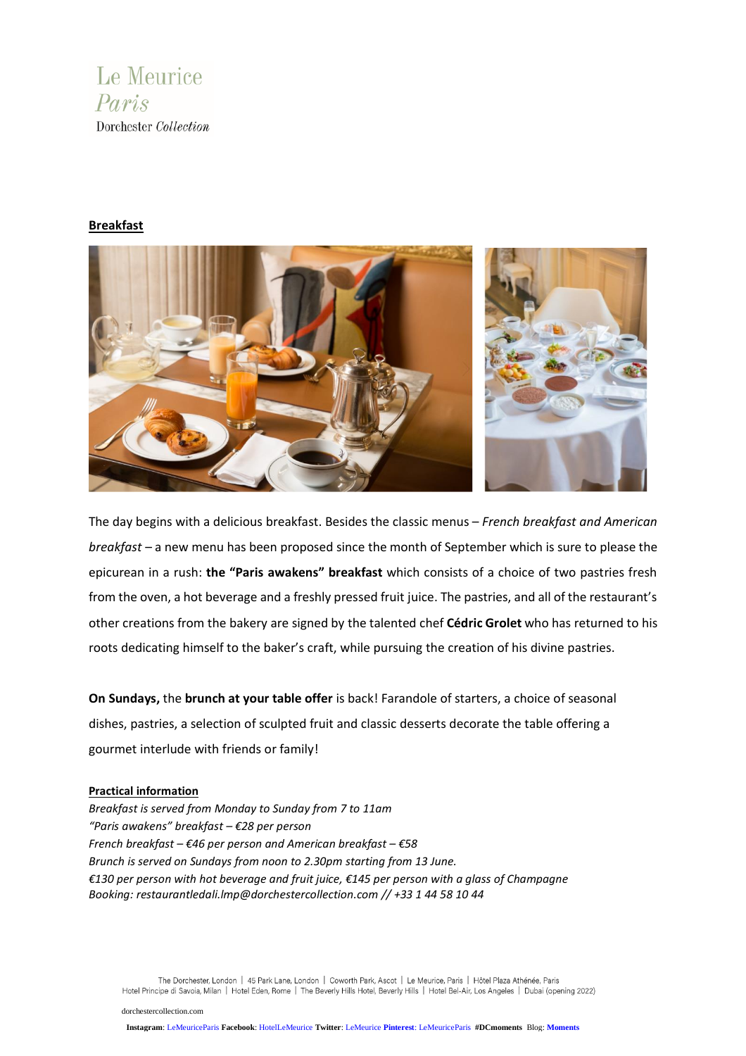Le Meurice
*Paris*
Dorchester *Collection*

## Breakfast

The day begins with a delicious breakfast. Besides the classic menus – *French breakfast and American breakfast* – a new menu has been proposed since the month of September which is sure to please the epicurean in a rush: **the "Paris awakens" breakfast** which consists of a choice of two pastries fresh from the oven, a hot beverage and a freshly pressed fruit juice. The pastries, and all of the restaurant's other creations from the bakery are signed by the talented chef **Cédric Grolet** who has returned to his roots dedicating himself to the baker's craft, while pursuing the creation of his divine pastries.

**On Sundays,** the **brunch at your table offer** is back! Farandole of starters, a choice of seasonal dishes, pastries, a selection of sculpted fruit and classic desserts decorate the table offering a gourmet interlude with friends or family!

### Practical information

*Breakfast is served from Monday to Sunday from 7 to 11am*
*"Paris awakens" breakfast – €28 per person*
*French breakfast – €46 per person and American breakfast – €58*
*Brunch is served on Sundays from noon to 2.30pm starting from 13 June.*
*€130 per person with hot beverage and fruit juice, €145 per person with a glass of Champagne*
*Booking: restaurantledali.lmp@dorchestercollection.com // +33 1 44 58 10 44*

The Dorchester, London | 45 Park Lane, London | Coworth Park, Ascot | Le Meurice, Paris | Hôtel Plaza Athénée, Paris
Hotel Principe di Savoia, Milan | Hotel Eden, Rome | The Beverly Hills Hotel, Beverly Hills | Hotel Bel-Air, Los Angeles | Dubai (opening 2022)

dorchestercollection.com

**Instagram**: LeMeuriceParis **Facebook**: HotelLeMeurice **Twitter**: LeMeurice **Pinterest**: LeMeuriceParis **#DCmoments** Blog: **Moments**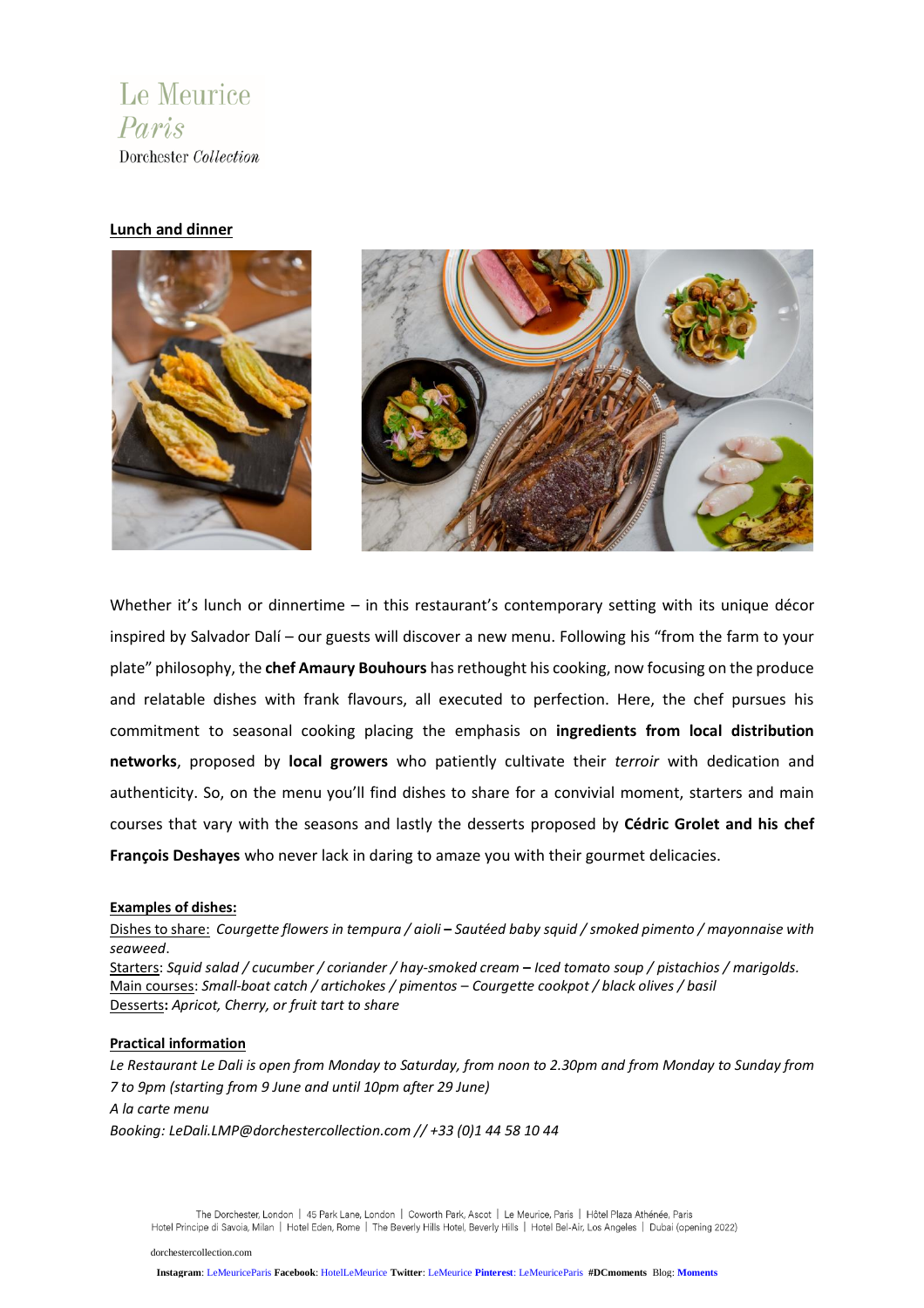Le Meurice
*Paris*
Dorchester *Collection*

**Lunch and dinner**

Whether it's lunch or dinnertime – in this restaurant's contemporary setting with its unique décor inspired by Salvador Dalí – our guests will discover a new menu. Following his "from the farm to your plate" philosophy, the **chef Amaury Bouhours** has rethought his cooking, now focusing on the produce and relatable dishes with frank flavours, all executed to perfection. Here, the chef pursues his commitment to seasonal cooking placing the emphasis on **ingredients from local distribution networks**, proposed by **local growers** who patiently cultivate their *terroir* with dedication and authenticity. So, on the menu you'll find dishes to share for a convivial moment, starters and main courses that vary with the seasons and lastly the desserts proposed by **Cédric Grolet and his chef François Deshayes** who never lack in daring to amaze you with their gourmet delicacies.

**Examples of dishes:**

Dishes to share: *Courgette flowers in tempura / aioli* **–** *Sautéed baby squid / smoked pimento / mayonnaise with seaweed*.
Starters: *Squid salad / cucumber / coriander / hay-smoked cream* **–** *Iced tomato soup / pistachios / marigolds.*
Main courses: *Small-boat catch / artichokes / pimentos – Courgette cookpot / black olives / basil*
Desserts**:** *Apricot, Cherry, or fruit tart to share*

**Practical information**

*Le Restaurant Le Dali is open from Monday to Saturday, from noon to 2.30pm and from Monday to Sunday from 7 to 9pm (starting from 9 June and until 10pm after 29 June)*
*A la carte menu*
*Booking: LeDali.LMP@dorchestercollection.com // +33 (0)1 44 58 10 44*

The Dorchester, London | 45 Park Lane, London | Coworth Park, Ascot | Le Meurice, Paris | Hôtel Plaza Athénée, Paris
Hotel Principe di Savoia, Milan | Hotel Eden, Rome | The Beverly Hills Hotel, Beverly Hills | Hotel Bel-Air, Los Angeles | Dubai (opening 2022)

dorchestercollection.com

**Instagram**: LeMeuriceParis **Facebook**: HotelLeMeurice **Twitter**: LeMeurice **Pinterest**: LeMeuriceParis **#DCmoments** Blog: **Moments**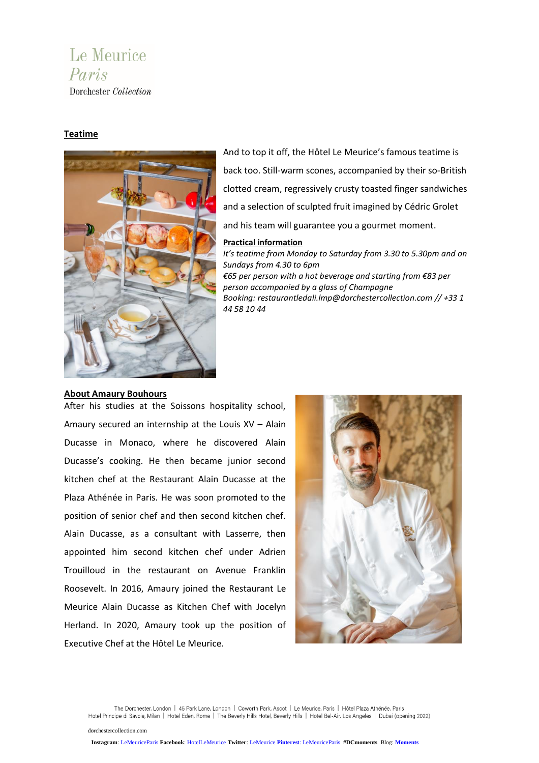Le Meurice
*Paris*
Dorchester *Collection*

## Teatime

And to top it off, the Hôtel Le Meurice's famous teatime is back too. Still-warm scones, accompanied by their so-British clotted cream, regressively crusty toasted finger sandwiches and a selection of sculpted fruit imagined by Cédric Grolet and his team will guarantee you a gourmet moment.

**Practical information**

*It's teatime from Monday to Saturday from 3.30 to 5.30pm and on Sundays from 4.30 to 6pm*
*€65 per person with a hot beverage and starting from €83 per person accompanied by a glass of Champagne*
*Booking: restaurantledali.lmp@dorchestercollection.com // +33 1 44 58 10 44*

## About Amaury Bouhours

After his studies at the Soissons hospitality school, Amaury secured an internship at the Louis XV – Alain Ducasse in Monaco, where he discovered Alain Ducasse's cooking. He then became junior second kitchen chef at the Restaurant Alain Ducasse at the Plaza Athénée in Paris. He was soon promoted to the position of senior chef and then second kitchen chef. Alain Ducasse, as a consultant with Lasserre, then appointed him second kitchen chef under Adrien Trouilloud in the restaurant on Avenue Franklin Roosevelt. In 2016, Amaury joined the Restaurant Le Meurice Alain Ducasse as Kitchen Chef with Jocelyn Herland. In 2020, Amaury took up the position of Executive Chef at the Hôtel Le Meurice.

The Dorchester, London | 45 Park Lane, London | Coworth Park, Ascot | Le Meurice, Paris | Hôtel Plaza Athénée, Paris
Hotel Principe di Savoia, Milan | Hotel Eden, Rome | The Beverly Hills Hotel, Beverly Hills | Hotel Bel-Air, Los Angeles | Dubai (opening 2022)

dorchestercollection.com

**Instagram**: LeMeuriceParis **Facebook**: HotelLeMeurice **Twitter**: LeMeurice **Pinterest**: LeMeuriceParis **#DCmoments** Blog: **Moments**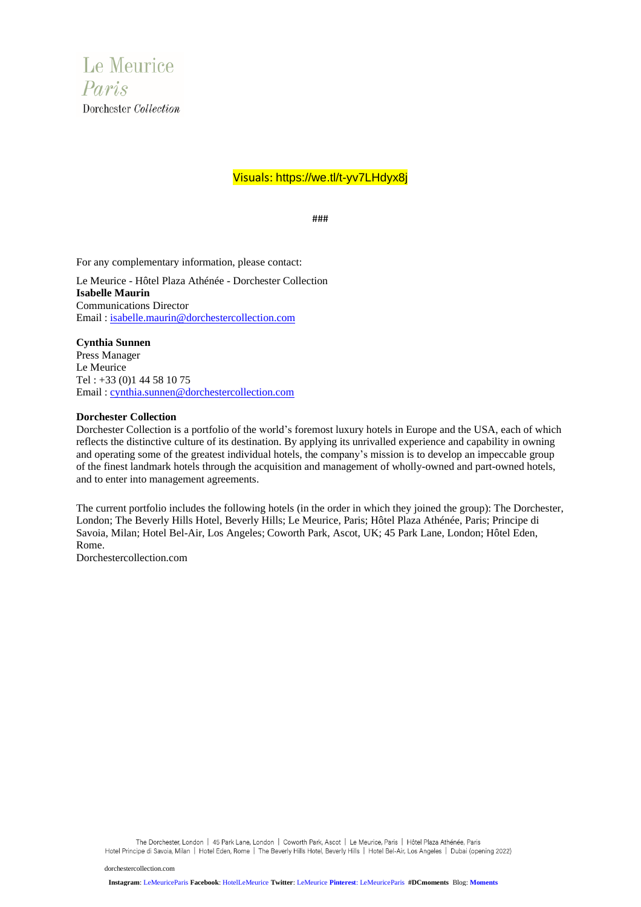Le Meurice
*Paris*
Dorchester *Collection*

Visuals: https://we.tl/t-yv7LHdyx8j

###

For any complementary information, please contact:

Le Meurice - Hôtel Plaza Athénée - Dorchester Collection
**Isabelle Maurin**
Communications Director
Email : isabelle.maurin@dorchestercollection.com

**Cynthia Sunnen**
Press Manager
Le Meurice
Tel : +33 (0)1 44 58 10 75
Email : cynthia.sunnen@dorchestercollection.com

**Dorchester Collection**
Dorchester Collection is a portfolio of the world's foremost luxury hotels in Europe and the USA, each of which reflects the distinctive culture of its destination. By applying its unrivalled experience and capability in owning and operating some of the greatest individual hotels, the company's mission is to develop an impeccable group of the finest landmark hotels through the acquisition and management of wholly-owned and part-owned hotels, and to enter into management agreements.

The current portfolio includes the following hotels (in the order in which they joined the group): The Dorchester, London; The Beverly Hills Hotel, Beverly Hills; Le Meurice, Paris; Hôtel Plaza Athénée, Paris; Principe di Savoia, Milan; Hotel Bel-Air, Los Angeles; Coworth Park, Ascot, UK; 45 Park Lane, London; Hôtel Eden, Rome.
Dorchestercollection.com

The Dorchester, London | 45 Park Lane, London | Coworth Park, Ascot | Le Meurice, Paris | Hôtel Plaza Athénée, Paris
Hotel Principe di Savoia, Milan | Hotel Eden, Rome | The Beverly Hills Hotel, Beverly Hills | Hotel Bel-Air, Los Angeles | Dubai (opening 2022)

dorchestercollection.com

**Instagram**: LeMeuriceParis **Facebook**: HotelLeMeurice **Twitter**: LeMeurice **Pinterest**: LeMeuriceParis **#DCmoments** Blog: **Moments**